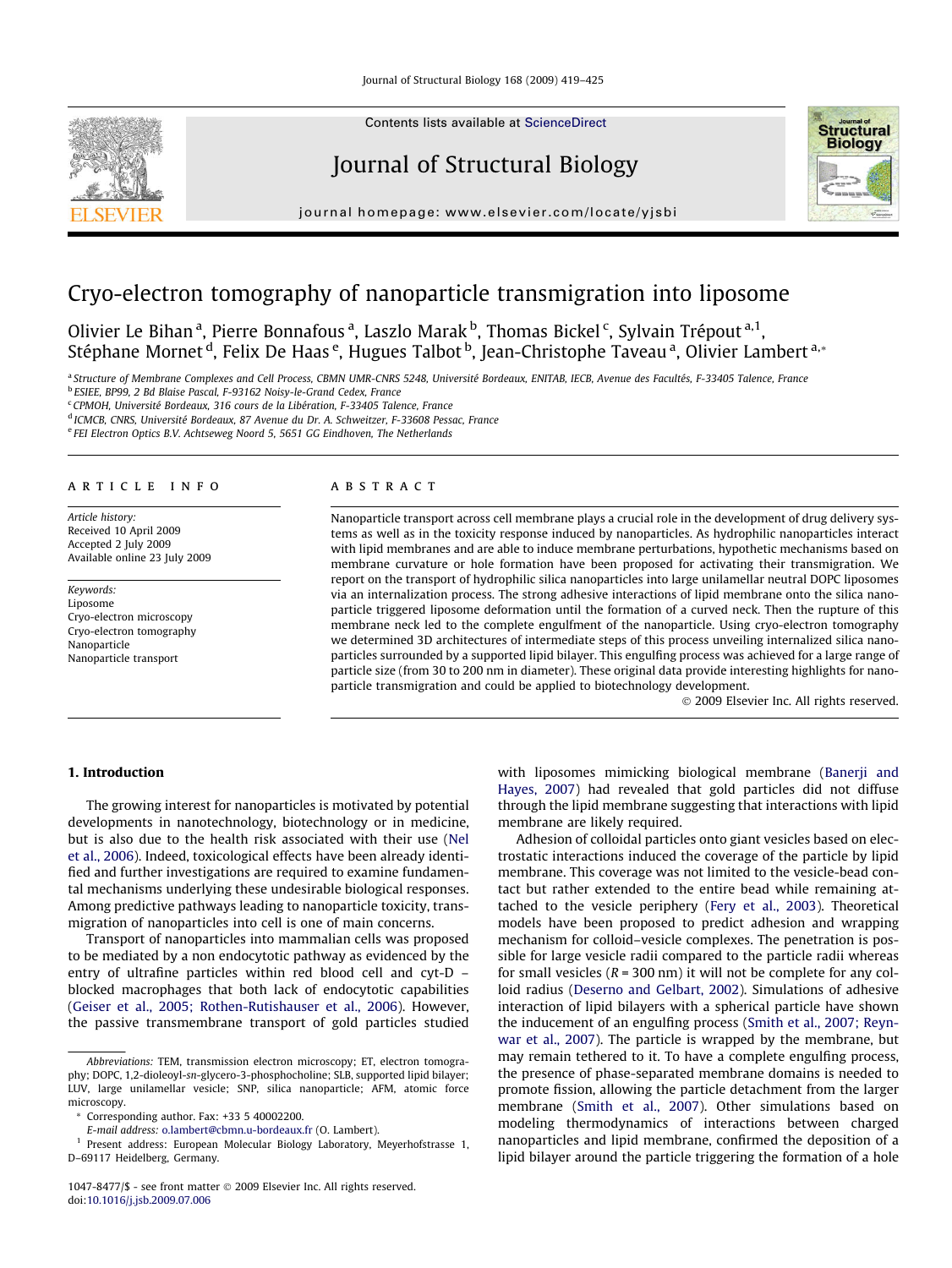# Cryo-electron tomography of nanoparticle transmigration into liposome

Olivier Le Bihan [a], Pierre Bonnafous [a], Laszlo Marak [b], Thomas Bickel [c], Sylvain Trépout [a,1], Stéphane Mornet [d], Felix De Haas [e], Hugues Talbot [b], Jean-Christophe Taveau [a], Olivier Lambert [a,*]

[a] Structure of Membrane Complexes and Cell Process, CBMN UMR-CNRS 5248, Université Bordeaux, ENITAB, IECB, Avenue des Facultés, F-33405 Talence, France
[b] ESIEE, BP99, 2 Bd Blaise Pascal, F-93162 Noisy-le-Grand Cedex, France
[c] CPMOH, Université Bordeaux, 316 cours de la Libération, F-33405 Talence, France
[d] ICMCB, CNRS, Université Bordeaux, 87 Avenue du Dr. A. Schweitzer, F-33608 Pessac, France
[e] FEI Electron Optics B.V. Achtseweg Noord 5, 5651 GG Eindhoven, The Netherlands

**ARTICLE INFO**

*Article history:*
Received 10 April 2009
Accepted 2 July 2009
Available online 23 July 2009

*Keywords:*
Liposome
Cryo-electron microscopy
Cryo-electron tomography
Nanoparticle
Nanoparticle transport

**ABSTRACT**

Nanoparticle transport across cell membrane plays a crucial role in the development of drug delivery systems as well as in the toxicity response induced by nanoparticles. As hydrophilic nanoparticles interact with lipid membranes and are able to induce membrane perturbations, hypothetic mechanisms based on membrane curvature or hole formation have been proposed for activating their transmigration. We report on the transport of hydrophilic silica nanoparticles into large unilamellar neutral DOPC liposomes via an internalization process. The strong adhesive interactions of lipid membrane onto the silica nanoparticle triggered liposome deformation until the formation of a curved neck. Then the rupture of this membrane neck led to the complete engulfment of the nanoparticle. Using cryo-electron tomography we determined 3D architectures of intermediate steps of this process unveiling internalized silica nanoparticles surrounded by a supported lipid bilayer. This engulfing process was achieved for a large range of particle size (from 30 to 200 nm in diameter). These original data provide interesting highlights for nanoparticle transmigration and could be applied to biotechnology development.

© 2009 Elsevier Inc. All rights reserved.

## 1. Introduction

The growing interest for nanoparticles is motivated by potential developments in nanotechnology, biotechnology or in medicine, but is also due to the health risk associated with their use (Nel et al., 2006). Indeed, toxicological effects have been already identified and further investigations are required to examine fundamental mechanisms underlying these undesirable biological responses. Among predictive pathways leading to nanoparticle toxicity, transmigration of nanoparticles into cell is one of main concerns.

Transport of nanoparticles into mammalian cells was proposed to be mediated by a non endocytotic pathway as evidenced by the entry of ultrafine particles within red blood cell and cyt-D – blocked macrophages that both lack of endocytotic capabilities (Geiser et al., 2005; Rothen-Rutishauser et al., 2006). However, the passive transmembrane transport of gold particles studied with liposomes mimicking biological membrane (Banerji and Hayes, 2007) had revealed that gold particles did not diffuse through the lipid membrane suggesting that interactions with lipid membrane are likely required.

Adhesion of colloidal particles onto giant vesicles based on electrostatic interactions induced the coverage of the particle by lipid membrane. This coverage was not limited to the vesicle-bead contact but rather extended to the entire bead while remaining attached to the vesicle periphery (Fery et al., 2003). Theoretical models have been proposed to predict adhesion and wrapping mechanism for colloid–vesicle complexes. The penetration is possible for large vesicle radii compared to the particle radii whereas for small vesicles ($R = 300$ nm) it will not be complete for any colloid radius (Deserno and Gelbart, 2002). Simulations of adhesive interaction of lipid bilayers with a spherical particle have shown the inducement of an engulfing process (Smith et al., 2007; Reynwar et al., 2007). The particle is wrapped by the membrane, but may remain tethered to it. To have a complete engulfing process, the presence of phase-separated membrane domains is needed to promote fission, allowing the particle detachment from the larger membrane (Smith et al., 2007). Other simulations based on modeling thermodynamics of interactions between charged nanoparticles and lipid membrane, confirmed the deposition of a lipid bilayer around the particle triggering the formation of a hole

---

*Abbreviations:* TEM, transmission electron microscopy; ET, electron tomography; DOPC, 1,2-dioleoyl-*sn*-glycero-3-phosphocholine; SLB, supported lipid bilayer; LUV, large unilamellar vesicle; SNP, silica nanoparticle; AFM, atomic force microscopy.

\* Corresponding author. Fax: +33 5 40002200.
E-mail address: o.lambert@cbmn.u-bordeaux.fr (O. Lambert).

[1] Present address: European Molecular Biology Laboratory, Meyerhofstrasse 1, D–69117 Heidelberg, Germany.

1047-8477/$ - see front matter © 2009 Elsevier Inc. All rights reserved.
doi:10.1016/j.jsb.2009.07.006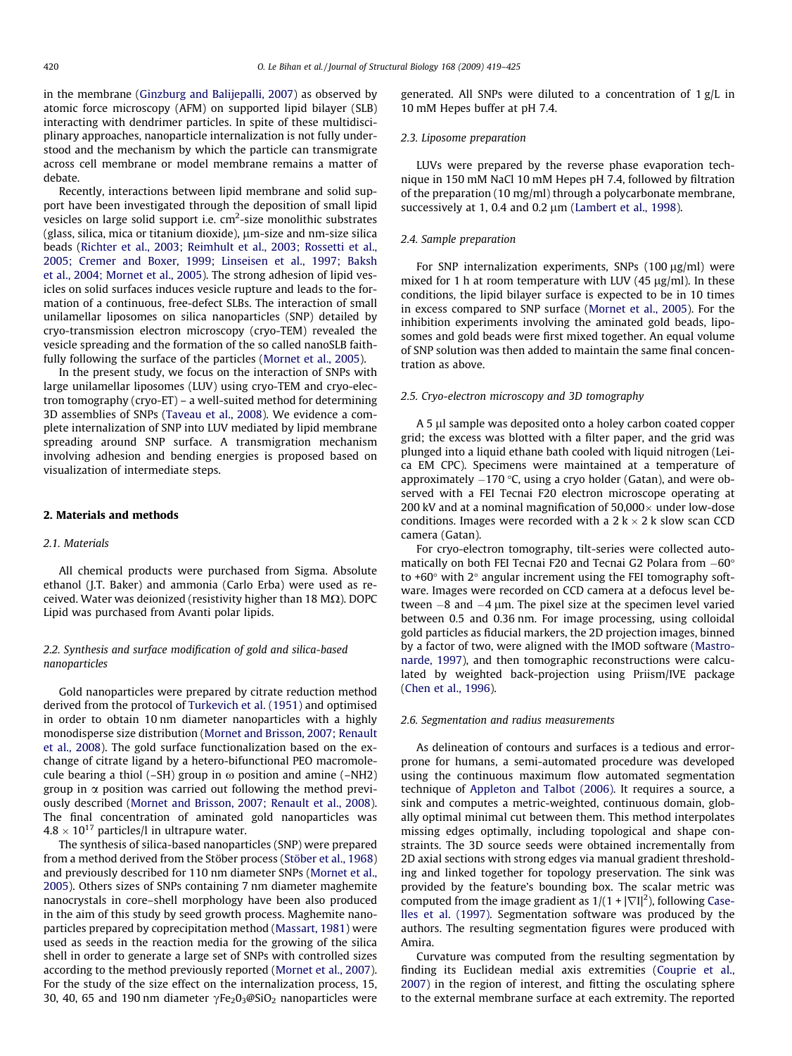in the membrane (Ginzburg and Balijepalli, 2007) as observed by atomic force microscopy (AFM) on supported lipid bilayer (SLB) interacting with dendrimer particles. In spite of these multidisciplinary approaches, nanoparticle internalization is not fully understood and the mechanism by which the particle can transmigrate across cell membrane or model membrane remains a matter of debate.

Recently, interactions between lipid membrane and solid support have been investigated through the deposition of small lipid vesicles on large solid support i.e. $cm^2$-size monolithic substrates (glass, silica, mica or titanium dioxide), μm-size and nm-size silica beads (Richter et al., 2003; Reimhult et al., 2003; Rossetti et al., 2005; Cremer and Boxer, 1999; Linseisen et al., 1997; Baksh et al., 2004; Mornet et al., 2005). The strong adhesion of lipid vesicles on solid surfaces induces vesicle rupture and leads to the formation of a continuous, free-defect SLBs. The interaction of small unilamellar liposomes on silica nanoparticles (SNP) detailed by cryo-transmission electron microscopy (cryo-TEM) revealed the vesicle spreading and the formation of the so called nanoSLB faithfully following the surface of the particles (Mornet et al., 2005).

In the present study, we focus on the interaction of SNPs with large unilamellar liposomes (LUV) using cryo-TEM and cryo-electron tomography (cryo-ET) – a well-suited method for determining 3D assemblies of SNPs (Taveau et al., 2008). We evidence a complete internalization of SNP into LUV mediated by lipid membrane spreading around SNP surface. A transmigration mechanism involving adhesion and bending energies is proposed based on visualization of intermediate steps.

## 2. Materials and methods

### 2.1. Materials

All chemical products were purchased from Sigma. Absolute ethanol (J.T. Baker) and ammonia (Carlo Erba) were used as received. Water was deionized (resistivity higher than 18 MΩ). DOPC Lipid was purchased from Avanti polar lipids.

### 2.2. Synthesis and surface modification of gold and silica-based nanoparticles

Gold nanoparticles were prepared by citrate reduction method derived from the protocol of Turkevich et al. (1951) and optimised in order to obtain 10 nm diameter nanoparticles with a highly monodisperse size distribution (Mornet and Brisson, 2007; Renault et al., 2008). The gold surface functionalization based on the exchange of citrate ligand by a hetero-bifunctional PEO macromolecule bearing a thiol (–SH) group in ω position and amine (–NH2) group in α position was carried out following the method previously described (Mornet and Brisson, 2007; Renault et al., 2008). The final concentration of aminated gold nanoparticles was $4.8 \times 10^{17}$ particles/l in ultrapure water.

The synthesis of silica-based nanoparticles (SNP) were prepared from a method derived from the Stöber process (Stöber et al., 1968) and previously described for 110 nm diameter SNPs (Mornet et al., 2005). Others sizes of SNPs containing 7 nm diameter maghemite nanocrystals in core–shell morphology have been also produced in the aim of this study by seed growth process. Maghemite nanoparticles prepared by coprecipitation method (Massart, 1981) were used as seeds in the reaction media for the growing of the silica shell in order to generate a large set of SNPs with controlled sizes according to the method previously reported (Mornet et al., 2007). For the study of the size effect on the internalization process, 15, 30, 40, 65 and 190 nm diameter $\gamma Fe_2O_3@SiO_2$ nanoparticles were generated. All SNPs were diluted to a concentration of 1 g/L in 10 mM Hepes buffer at pH 7.4.

### 2.3. Liposome preparation

LUVs were prepared by the reverse phase evaporation technique in 150 mM NaCl 10 mM Hepes pH 7.4, followed by filtration of the preparation (10 mg/ml) through a polycarbonate membrane, successively at 1, 0.4 and 0.2 μm (Lambert et al., 1998).

### 2.4. Sample preparation

For SNP internalization experiments, SNPs (100 μg/ml) were mixed for 1 h at room temperature with LUV (45 μg/ml). In these conditions, the lipid bilayer surface is expected to be in 10 times in excess compared to SNP surface (Mornet et al., 2005). For the inhibition experiments involving the aminated gold beads, liposomes and gold beads were first mixed together. An equal volume of SNP solution was then added to maintain the same final concentration as above.

### 2.5. Cryo-electron microscopy and 3D tomography

A 5 μl sample was deposited onto a holey carbon coated copper grid; the excess was blotted with a filter paper, and the grid was plunged into a liquid ethane bath cooled with liquid nitrogen (Leica EM CPC). Specimens were maintained at a temperature of approximately −170 °C, using a cryo holder (Gatan), and were observed with a FEI Tecnai F20 electron microscope operating at 200 kV and at a nominal magnification of 50,000× under low-dose conditions. Images were recorded with a 2 k × 2 k slow scan CCD camera (Gatan).

For cryo-electron tomography, tilt-series were collected automatically on both FEI Tecnai F20 and Tecnai G2 Polara from −60° to +60° with 2° angular increment using the FEI tomography software. Images were recorded on CCD camera at a defocus level between −8 and −4 μm. The pixel size at the specimen level varied between 0.5 and 0.36 nm. For image processing, using colloidal gold particles as fiducial markers, the 2D projection images, binned by a factor of two, were aligned with the IMOD software (Mastronarde, 1997), and then tomographic reconstructions were calculated by weighted back-projection using Priism/IVE package (Chen et al., 1996).

### 2.6. Segmentation and radius measurements

As delineation of contours and surfaces is a tedious and error-prone for humans, a semi-automated procedure was developed using the continuous maximum flow automated segmentation technique of Appleton and Talbot (2006). It requires a source, a sink and computes a metric-weighted, continuous domain, globally optimal minimal cut between them. This method interpolates missing edges optimally, including topological and shape constraints. The 3D source seeds were obtained incrementally from 2D axial sections with strong edges via manual gradient thresholding and linked together for topology preservation. The sink was provided by the feature's bounding box. The scalar metric was computed from the image gradient as $1/(1 + |\nabla I|^2)$, following Caselles et al. (1997). Segmentation software was produced by the authors. The resulting segmentation figures were produced with Amira.

Curvature was computed from the resulting segmentation by finding its Euclidean medial axis extremities (Couprie et al., 2007) in the region of interest, and fitting the osculating sphere to the external membrane surface at each extremity. The reported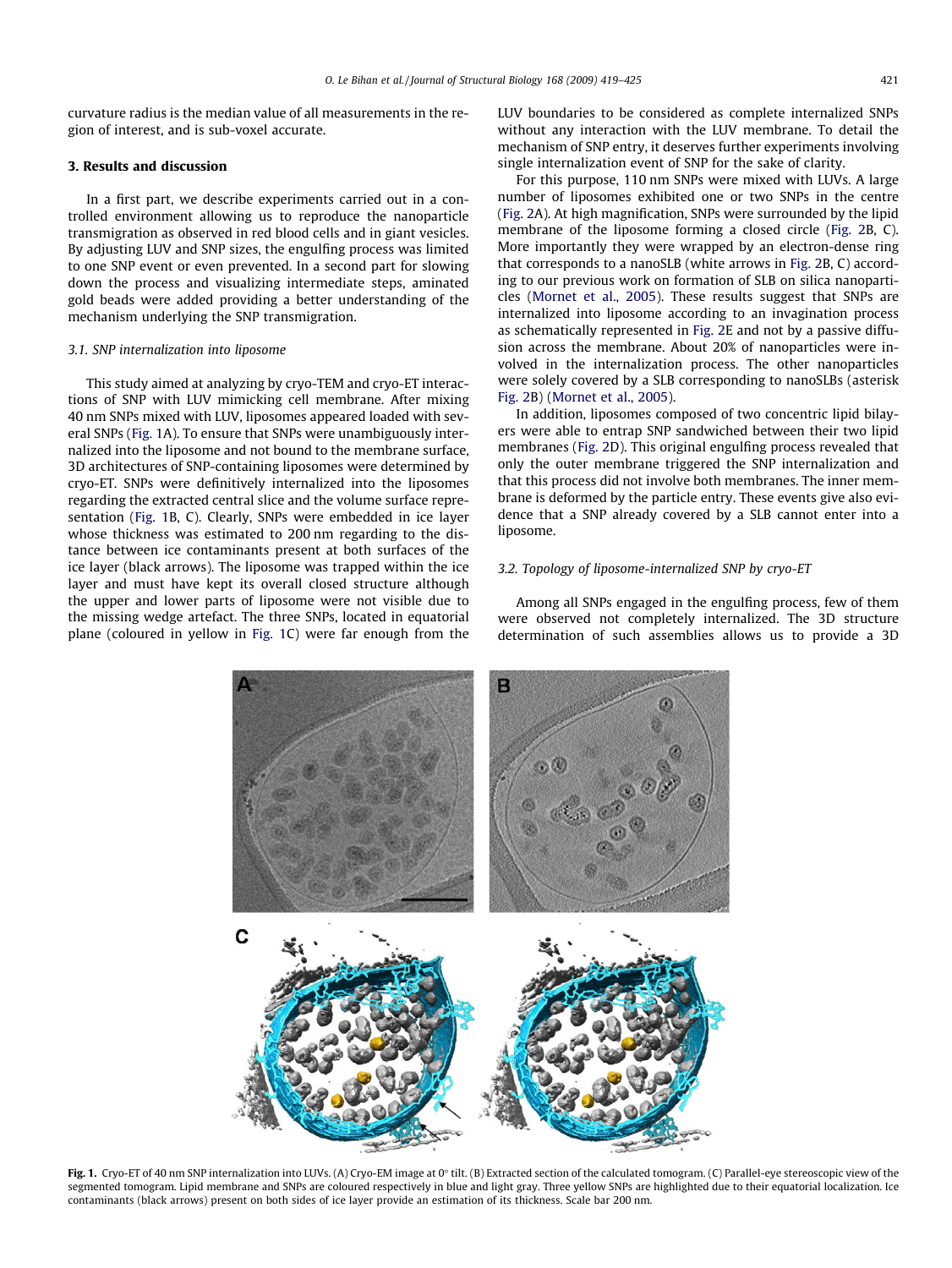curvature radius is the median value of all measurements in the region of interest, and is sub-voxel accurate.

## 3. Results and discussion

In a first part, we describe experiments carried out in a controlled environment allowing us to reproduce the nanoparticle transmigration as observed in red blood cells and in giant vesicles. By adjusting LUV and SNP sizes, the engulfing process was limited to one SNP event or even prevented. In a second part for slowing down the process and visualizing intermediate steps, aminated gold beads were added providing a better understanding of the mechanism underlying the SNP transmigration.

### 3.1. SNP internalization into liposome

This study aimed at analyzing by cryo-TEM and cryo-ET interactions of SNP with LUV mimicking cell membrane. After mixing 40 nm SNPs mixed with LUV, liposomes appeared loaded with several SNPs (Fig. 1A). To ensure that SNPs were unambiguously internalized into the liposome and not bound to the membrane surface, 3D architectures of SNP-containing liposomes were determined by cryo-ET. SNPs were definitively internalized into the liposomes regarding the extracted central slice and the volume surface representation (Fig. 1B, C). Clearly, SNPs were embedded in ice layer whose thickness was estimated to 200 nm regarding to the distance between ice contaminants present at both surfaces of the ice layer (black arrows). The liposome was trapped within the ice layer and must have kept its overall closed structure although the upper and lower parts of liposome were not visible due to the missing wedge artefact. The three SNPs, located in equatorial plane (coloured in yellow in Fig. 1C) were far enough from the LUV boundaries to be considered as complete internalized SNPs without any interaction with the LUV membrane. To detail the mechanism of SNP entry, it deserves further experiments involving single internalization event of SNP for the sake of clarity.

For this purpose, 110 nm SNPs were mixed with LUVs. A large number of liposomes exhibited one or two SNPs in the centre (Fig. 2A). At high magnification, SNPs were surrounded by the lipid membrane of the liposome forming a closed circle (Fig. 2B, C). More importantly they were wrapped by an electron-dense ring that corresponds to a nanoSLB (white arrows in Fig. 2B, C) according to our previous work on formation of SLB on silica nanoparticles (Mornet et al., 2005). These results suggest that SNPs are internalized into liposome according to an invagination process as schematically represented in Fig. 2E and not by a passive diffusion across the membrane. About 20% of nanoparticles were involved in the internalization process. The other nanoparticles were solely covered by a SLB corresponding to nanoSLBs (asterisk Fig. 2B) (Mornet et al., 2005).

In addition, liposomes composed of two concentric lipid bilayers were able to entrap SNP sandwiched between their two lipid membranes (Fig. 2D). This original engulfing process revealed that only the outer membrane triggered the SNP internalization and that this process did not involve both membranes. The inner membrane is deformed by the particle entry. These events give also evidence that a SNP already covered by a SLB cannot enter into a liposome.

### 3.2. Topology of liposome-internalized SNP by cryo-ET

Among all SNPs engaged in the engulfing process, few of them were observed not completely internalized. The 3D structure determination of such assemblies allows us to provide a 3D

**Fig. 1.** Cryo-ET of 40 nm SNP internalization into LUVs. (A) Cryo-EM image at 0° tilt. (B) Extracted section of the calculated tomogram. (C) Parallel-eye stereoscopic view of the segmented tomogram. Lipid membrane and SNPs are coloured respectively in blue and light gray. Three yellow SNPs are highlighted due to their equatorial localization. Ice contaminants (black arrows) present on both sides of ice layer provide an estimation of its thickness. Scale bar 200 nm.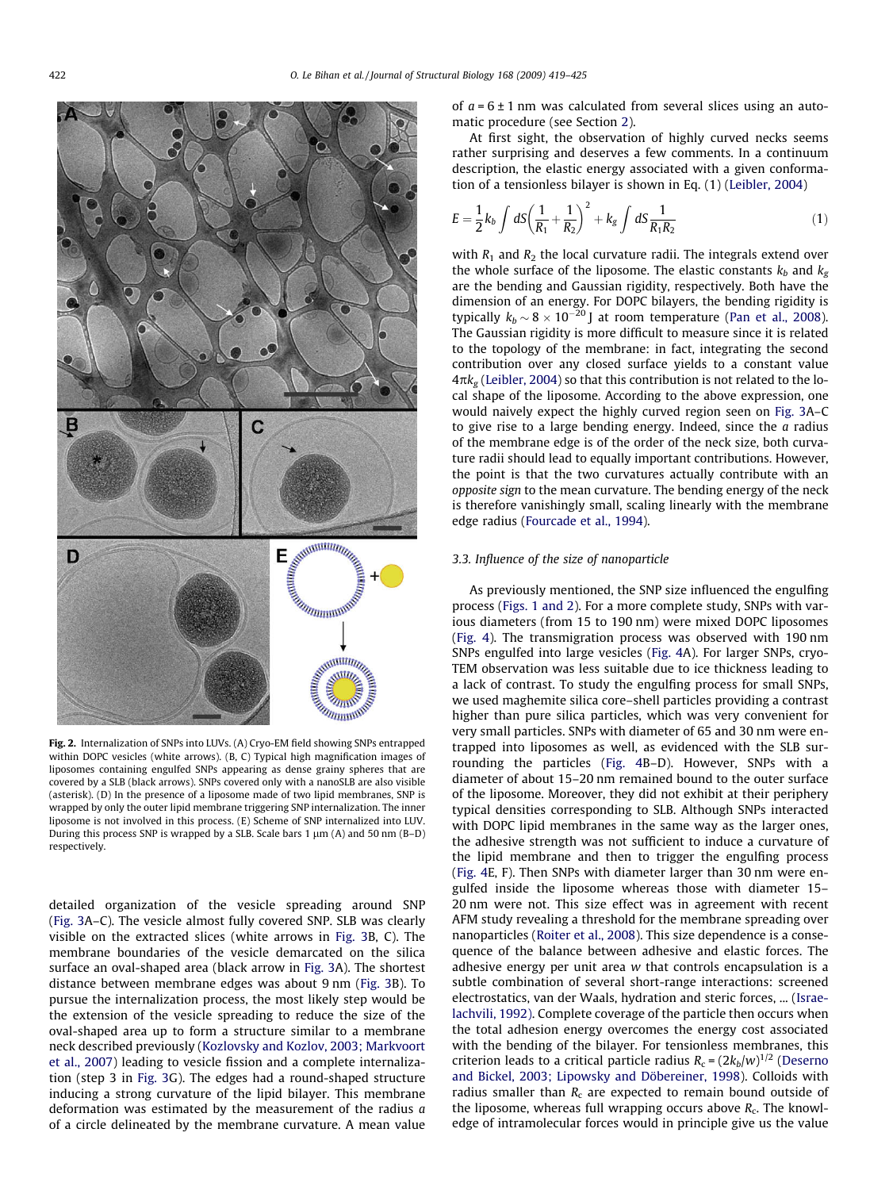Fig. 2. Internalization of SNPs into LUVs. (A) Cryo-EM field showing SNPs entrapped within DOPC vesicles (white arrows). (B, C) Typical high magnification images of liposomes containing engulfed SNPs appearing as dense grainy spheres that are covered by a SLB (black arrows). SNPs covered only with a nanoSLB are also visible (asterisk). (D) In the presence of a liposome made of two lipid membranes, SNP is wrapped by only the outer lipid membrane triggering SNP internalization. The inner liposome is not involved in this process. (E) Scheme of SNP internalized into LUV. During this process SNP is wrapped by a SLB. Scale bars 1 μm (A) and 50 nm (B–D) respectively.

detailed organization of the vesicle spreading around SNP (Fig. 3A–C). The vesicle almost fully covered SNP. SLB was clearly visible on the extracted slices (white arrows in Fig. 3B, C). The membrane boundaries of the vesicle demarcated on the silica surface an oval-shaped area (black arrow in Fig. 3A). The shortest distance between membrane edges was about 9 nm (Fig. 3B). To pursue the internalization process, the most likely step would be the extension of the vesicle spreading to reduce the size of the oval-shaped area up to form a structure similar to a membrane neck described previously (Kozlovsky and Kozlov, 2003; Markvoort et al., 2007) leading to vesicle fission and a complete internalization (step 3 in Fig. 3G). The edges had a round-shaped structure inducing a strong curvature of the lipid bilayer. This membrane deformation was estimated by the measurement of the radius $a$ of a circle delineated by the membrane curvature. A mean value of $a = 6 \pm 1$ nm was calculated from several slices using an automatic procedure (see Section 2).

At first sight, the observation of highly curved necks seems rather surprising and deserves a few comments. In a continuum description, the elastic energy associated with a given conformation of a tensionless bilayer is shown in Eq. (1) (Leibler, 2004)

$$E = \frac{1}{2}k_b \int dS \left(\frac{1}{R_1} + \frac{1}{R_2}\right)^2 + k_g \int dS \frac{1}{R_1 R_2} \tag{1}$$

with $R_1$ and $R_2$ the local curvature radii. The integrals extend over the whole surface of the liposome. The elastic constants $k_b$ and $k_g$ are the bending and Gaussian rigidity, respectively. Both have the dimension of an energy. For DOPC bilayers, the bending rigidity is typically $k_b \sim 8 \times 10^{-20}$ J at room temperature (Pan et al., 2008). The Gaussian rigidity is more difficult to measure since it is related to the topology of the membrane: in fact, integrating the second contribution over any closed surface yields to a constant value $4\pi k_g$ (Leibler, 2004) so that this contribution is not related to the local shape of the liposome. According to the above expression, one would naively expect the highly curved region seen on Fig. 3A–C to give rise to a large bending energy. Indeed, since the $a$ radius of the membrane edge is of the order of the neck size, both curvature radii should lead to equally important contributions. However, the point is that the two curvatures actually contribute with an *opposite sign* to the mean curvature. The bending energy of the neck is therefore vanishingly small, scaling linearly with the membrane edge radius (Fourcade et al., 1994).

### 3.3. Influence of the size of nanoparticle

As previously mentioned, the SNP size influenced the engulfing process (Figs. 1 and 2). For a more complete study, SNPs with various diameters (from 15 to 190 nm) were mixed DOPC liposomes (Fig. 4). The transmigration process was observed with 190 nm SNPs engulfed into large vesicles (Fig. 4A). For larger SNPs, cryo-TEM observation was less suitable due to ice thickness leading to a lack of contrast. To study the engulfing process for small SNPs, we used maghemite silica core–shell particles providing a contrast higher than pure silica particles, which was very convenient for very small particles. SNPs with diameter of 65 and 30 nm were entrapped into liposomes as well, as evidenced with the SLB surrounding the particles (Fig. 4B–D). However, SNPs with a diameter of about 15–20 nm remained bound to the outer surface of the liposome. Moreover, they did not exhibit at their periphery typical densities corresponding to SLB. Although SNPs interacted with DOPC lipid membranes in the same way as the larger ones, the adhesive strength was not sufficient to induce a curvature of the lipid membrane and then to trigger the engulfing process (Fig. 4E, F). Then SNPs with diameter larger than 30 nm were engulfed inside the liposome whereas those with diameter 15–20 nm were not. This size effect was in agreement with recent AFM study revealing a threshold for the membrane spreading over nanoparticles (Roiter et al., 2008). This size dependence is a consequence of the balance between adhesive and elastic forces. The adhesive energy per unit area $w$ that controls encapsulation is a subtle combination of several short-range interactions: screened electrostatics, van der Waals, hydration and steric forces, ... (Israelachvili, 1992). Complete coverage of the particle then occurs when the total adhesion energy overcomes the energy cost associated with the bending of the bilayer. For tensionless membranes, this criterion leads to a critical particle radius $R_c = (2k_b/w)^{1/2}$ (Deserno and Bickel, 2003; Lipowsky and Döbereiner, 1998). Colloids with radius smaller than $R_c$ are expected to remain bound outside of the liposome, whereas full wrapping occurs above $R_c$. The knowledge of intramolecular forces would in principle give us the value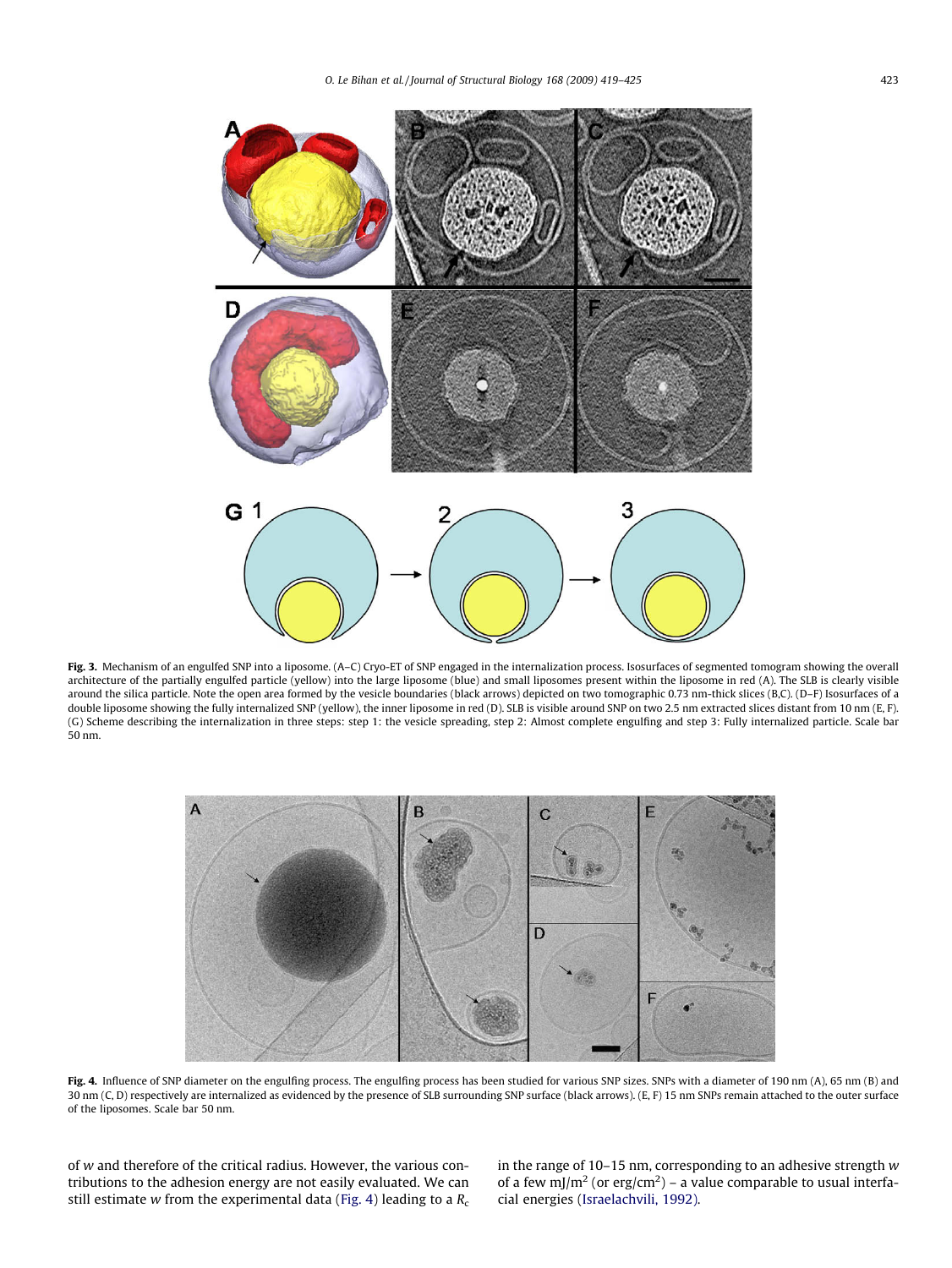**Fig. 3.** Mechanism of an engulfed SNP into a liposome. (A–C) Cryo-ET of SNP engaged in the internalization process. Isosurfaces of segmented tomogram showing the overall architecture of the partially engulfed particle (yellow) into the large liposome (blue) and small liposomes present within the liposome in red (A). The SLB is clearly visible around the silica particle. Note the open area formed by the vesicle boundaries (black arrows) depicted on two tomographic 0.73 nm-thick slices (B,C). (D–F) Isosurfaces of a double liposome showing the fully internalized SNP (yellow), the inner liposome in red (D). SLB is visible around SNP on two 2.5 nm extracted slices distant from 10 nm (E, F). (G) Scheme describing the internalization in three steps: step 1: the vesicle spreading, step 2: Almost complete engulfing and step 3: Fully internalized particle. Scale bar 50 nm.

**Fig. 4.** Influence of SNP diameter on the engulfing process. The engulfing process has been studied for various SNP sizes. SNPs with a diameter of 190 nm (A), 65 nm (B) and 30 nm (C, D) respectively are internalized as evidenced by the presence of SLB surrounding SNP surface (black arrows). (E, F) 15 nm SNPs remain attached to the outer surface of the liposomes. Scale bar 50 nm.

of $w$ and therefore of the critical radius. However, the various contributions to the adhesion energy are not easily evaluated. We can still estimate $w$ from the experimental data (Fig. 4) leading to a $R_c$ in the range of 10–15 nm, corresponding to an adhesive strength $w$ of a few mJ/m$^2$ (or erg/cm$^2$) – a value comparable to usual interfacial energies (Israelachvili, 1992).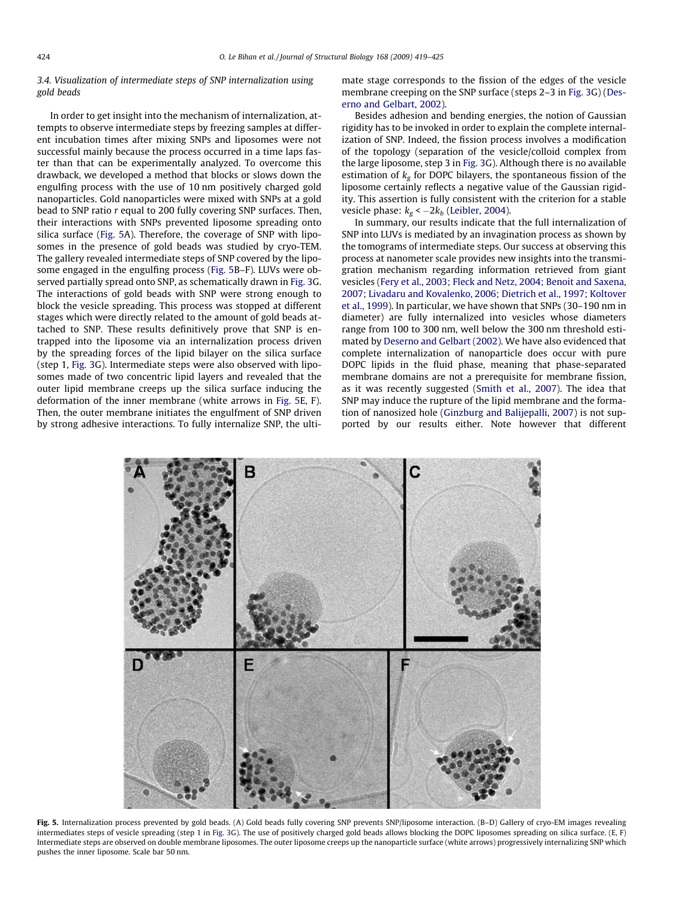### 3.4. Visualization of intermediate steps of SNP internalization using gold beads

In order to get insight into the mechanism of internalization, attempts to observe intermediate steps by freezing samples at different incubation times after mixing SNPs and liposomes were not successful mainly because the process occurred in a time laps faster than that can be experimentally analyzed. To overcome this drawback, we developed a method that blocks or slows down the engulfing process with the use of 10 nm positively charged gold nanoparticles. Gold nanoparticles were mixed with SNPs at a gold bead to SNP ratio $r$ equal to 200 fully covering SNP surfaces. Then, their interactions with SNPs prevented liposome spreading onto silica surface (Fig. 5A). Therefore, the coverage of SNP with liposomes in the presence of gold beads was studied by cryo-TEM. The gallery revealed intermediate steps of SNP covered by the liposome engaged in the engulfing process (Fig. 5B–F). LUVs were observed partially spread onto SNP, as schematically drawn in Fig. 3G. The interactions of gold beads with SNP were strong enough to block the vesicle spreading. This process was stopped at different stages which were directly related to the amount of gold beads attached to SNP. These results definitively prove that SNP is entrapped into the liposome via an internalization process driven by the spreading forces of the lipid bilayer on the silica surface (step 1, Fig. 3G). Intermediate steps were also observed with liposomes made of two concentric lipid layers and revealed that the outer lipid membrane creeps up the silica surface inducing the deformation of the inner membrane (white arrows in Fig. 5E, F). Then, the outer membrane initiates the engulfment of SNP driven by strong adhesive interactions. To fully internalize SNP, the ultimate stage corresponds to the fission of the edges of the vesicle membrane creeping on the SNP surface (steps 2–3 in Fig. 3G) (Deserno and Gelbart, 2002).

Besides adhesion and bending energies, the notion of Gaussian rigidity has to be invoked in order to explain the complete internalization of SNP. Indeed, the fission process involves a modification of the topology (separation of the vesicle/colloid complex from the large liposome, step 3 in Fig. 3G). Although there is no available estimation of $k_g$ for DOPC bilayers, the spontaneous fission of the liposome certainly reflects a negative value of the Gaussian rigidity. This assertion is fully consistent with the criterion for a stable vesicle phase: $k_g < -2k_b$ (Leibler, 2004).

In summary, our results indicate that the full internalization of SNP into LUVs is mediated by an invagination process as shown by the tomograms of intermediate steps. Our success at observing this process at nanometer scale provides new insights into the transmigration mechanism regarding information retrieved from giant vesicles (Fery et al., 2003; Fleck and Netz, 2004; Benoit and Saxena, 2007; Livadaru and Kovalenko, 2006; Dietrich et al., 1997; Koltover et al., 1999). In particular, we have shown that SNPs (30–190 nm in diameter) are fully internalized into vesicles whose diameters range from 100 to 300 nm, well below the 300 nm threshold estimated by Deserno and Gelbart (2002). We have also evidenced that complete internalization of nanoparticle does occur with pure DOPC lipids in the fluid phase, meaning that phase-separated membrane domains are not a prerequisite for membrane fission, as it was recently suggested (Smith et al., 2007). The idea that SNP may induce the rupture of the lipid membrane and the formation of nanosized hole (Ginzburg and Balijepalli, 2007) is not supported by our results either. Note however that different

**Fig. 5.** Internalization process prevented by gold beads. (A) Gold beads fully covering SNP prevents SNP/liposome interaction. (B–D) Gallery of cryo-EM images revealing intermediates steps of vesicle spreading (step 1 in Fig. 3G). The use of positively charged gold beads allows blocking the DOPC liposomes spreading on silica surface. (E, F) Intermediate steps are observed on double membrane liposomes. The outer liposome creeps up the nanoparticle surface (white arrows) progressively internalizing SNP which pushes the inner liposome. Scale bar 50 nm.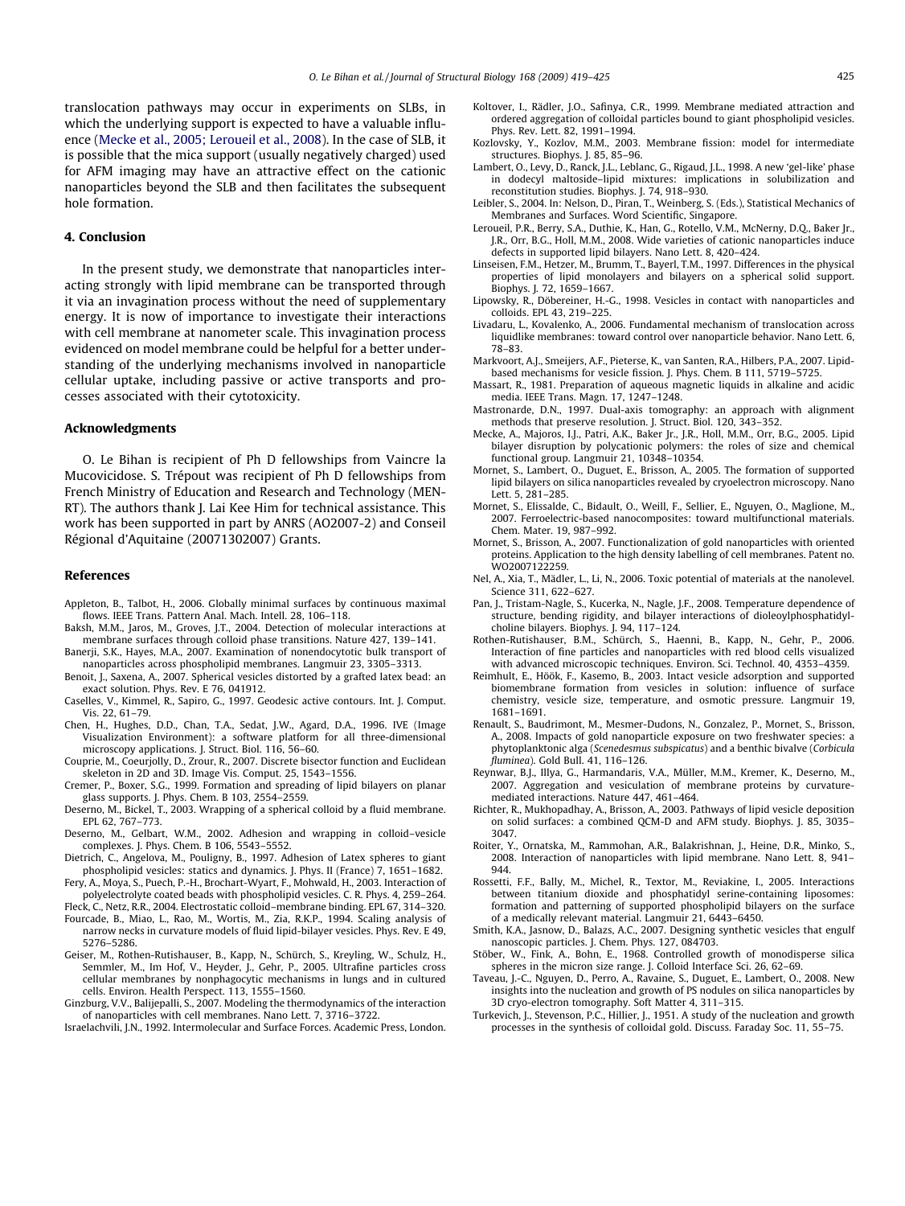translocation pathways may occur in experiments on SLBs, in which the underlying support is expected to have a valuable influence (Mecke et al., 2005; Leroueil et al., 2008). In the case of SLB, it is possible that the mica support (usually negatively charged) used for AFM imaging may have an attractive effect on the cationic nanoparticles beyond the SLB and then facilitates the subsequent hole formation.

## 4. Conclusion

In the present study, we demonstrate that nanoparticles interacting strongly with lipid membrane can be transported through it via an invagination process without the need of supplementary energy. It is now of importance to investigate their interactions with cell membrane at nanometer scale. This invagination process evidenced on model membrane could be helpful for a better understanding of the underlying mechanisms involved in nanoparticle cellular uptake, including passive or active transports and processes associated with their cytotoxicity.

## Acknowledgments

O. Le Bihan is recipient of Ph D fellowships from Vaincre la Mucovicidose. S. Trépout was recipient of Ph D fellowships from French Ministry of Education and Research and Technology (MENRT). The authors thank J. Lai Kee Him for technical assistance. This work has been supported in part by ANRS (AO2007-2) and Conseil Régional d'Aquitaine (20071302007) Grants.

## References

Appleton, B., Talbot, H., 2006. Globally minimal surfaces by continuous maximal flows. IEEE Trans. Pattern Anal. Mach. Intell. 28, 106–118.

Baksh, M.M., Jaros, M., Groves, J.T., 2004. Detection of molecular interactions at membrane surfaces through colloid phase transitions. Nature 427, 139–141.

Banerji, S.K., Hayes, M.A., 2007. Examination of nonendocytotic bulk transport of nanoparticles across phospholipid membranes. Langmuir 23, 3305–3313.

Benoit, J., Saxena, A., 2007. Spherical vesicles distorted by a grafted latex bead: an exact solution. Phys. Rev. E 76, 041912.

Caselles, V., Kimmel, R., Sapiro, G., 1997. Geodesic active contours. Int. J. Comput. Vis. 22, 61–79.

Chen, H., Hughes, D.D., Chan, T.A., Sedat, J.W., Agard, D.A., 1996. IVE (Image Visualization Environment): a software platform for all three-dimensional microscopy applications. J. Struct. Biol. 116, 56–60.

Couprie, M., Coeurjolly, D., Zrour, R., 2007. Discrete bisector function and Euclidean skeleton in 2D and 3D. Image Vis. Comput. 25, 1543–1556.

Cremer, P., Boxer, S.G., 1999. Formation and spreading of lipid bilayers on planar glass supports. J. Phys. Chem. B 103, 2554–2559.

Deserno, M., Bickel, T., 2003. Wrapping of a spherical colloid by a fluid membrane. EPL 62, 767–773.

Deserno, M., Gelbart, W.M., 2002. Adhesion and wrapping in colloid–vesicle complexes. J. Phys. Chem. B 106, 5543–5552.

Dietrich, C., Angelova, M., Pouligny, B., 1997. Adhesion of Latex spheres to giant phospholipid vesicles: statics and dynamics. J. Phys. II (France) 7, 1651–1682.

Fery, A., Moya, S., Puech, P.-H., Brochart-Wyart, F., Mohwald, H., 2003. Interaction of polyelectrolyte coated beads with phospholipid vesicles. C. R. Phys. 4, 259–264.

Fleck, C., Netz, R.R., 2004. Electrostatic colloid–membrane binding. EPL 67, 314–320.

Fourcade, B., Miao, L., Rao, M., Wortis, M., Zia, R.K.P., 1994. Scaling analysis of narrow necks in curvature models of fluid lipid-bilayer vesicles. Phys. Rev. E 49, 5276–5286.

Geiser, M., Rothen-Rutishauser, B., Kapp, N., Schürch, S., Kreyling, W., Schulz, H., Semmler, M., Im Hof, V., Heyder, J., Gehr, P., 2005. Ultrafine particles cross cellular membranes by nonphagocytic mechanisms in lungs and in cultured cells. Environ. Health Perspect. 113, 1555–1560.

Ginzburg, V.V., Balijepalli, S., 2007. Modeling the thermodynamics of the interaction of nanoparticles with cell membranes. Nano Lett. 7, 3716–3722.

Israelachvili, J.N., 1992. Intermolecular and Surface Forces. Academic Press, London.

Koltover, I., Rädler, J.O., Safinya, C.R., 1999. Membrane mediated attraction and ordered aggregation of colloidal particles bound to giant phospholipid vesicles. Phys. Rev. Lett. 82, 1991–1994.

Kozlovsky, Y., Kozlov, M.M., 2003. Membrane fission: model for intermediate structures. Biophys. J. 85, 85–96.

Lambert, O., Levy, D., Ranck, J.L., Leblanc, G., Rigaud, J.L., 1998. A new 'gel-like' phase in dodecyl maltoside–lipid mixtures: implications in solubilization and reconstitution studies. Biophys. J. 74, 918–930.

Leibler, S., 2004. In: Nelson, D., Piran, T., Weinberg, S. (Eds.), Statistical Mechanics of Membranes and Surfaces. Word Scientific, Singapore.

Leroueil, P.R., Berry, S.A., Duthie, K., Han, G., Rotello, V.M., McNerny, D.Q., Baker Jr., J.R., Orr, B.G., Holl, M.M., 2008. Wide varieties of cationic nanoparticles induce defects in supported lipid bilayers. Nano Lett. 8, 420–424.

Linseisen, F.M., Hetzer, M., Brumm, T., Bayerl, T.M., 1997. Differences in the physical properties of lipid monolayers and bilayers on a spherical solid support. Biophys. J. 72, 1659–1667.

Lipowsky, R., Döbereiner, H.-G., 1998. Vesicles in contact with nanoparticles and colloids. EPL 43, 219–225.

Livadaru, L., Kovalenko, A., 2006. Fundamental mechanism of translocation across liquidlike membranes: toward control over nanoparticle behavior. Nano Lett. 6, 78–83.

Markvoort, A.J., Smeijers, A.F., Pieterse, K., van Santen, R.A., Hilbers, P.A., 2007. Lipid-based mechanisms for vesicle fission. J. Phys. Chem. B 111, 5719–5725.

Massart, R., 1981. Preparation of aqueous magnetic liquids in alkaline and acidic media. IEEE Trans. Magn. 17, 1247–1248.

Mastronarde, D.N., 1997. Dual-axis tomography: an approach with alignment methods that preserve resolution. J. Struct. Biol. 120, 343–352.

Mecke, A., Majoros, I.J., Patri, A.K., Baker Jr., J.R., Holl, M.M., Orr, B.G., 2005. Lipid bilayer disruption by polycationic polymers: the roles of size and chemical functional group. Langmuir 21, 10348–10354.

Mornet, S., Lambert, O., Duguet, E., Brisson, A., 2005. The formation of supported lipid bilayers on silica nanoparticles revealed by cryoelectron microscopy. Nano Lett. 5, 281–285.

Mornet, S., Elissalde, C., Bidault, O., Weill, F., Sellier, E., Nguyen, O., Maglione, M., 2007. Ferroelectric-based nanocomposites: toward multifunctional materials. Chem. Mater. 19, 987–992.

Mornet, S., Brisson, A., 2007. Functionalization of gold nanoparticles with oriented proteins. Application to the high density labelling of cell membranes. Patent no. WO2007122259.

Nel, A., Xia, T., Mädler, L., Li, N., 2006. Toxic potential of materials at the nanolevel. Science 311, 622–627.

Pan, J., Tristam-Nagle, S., Kucerka, N., Nagle, J.F., 2008. Temperature dependence of structure, bending rigidity, and bilayer interactions of dioleoylphosphatidylcholine bilayers. Biophys. J. 94, 117–124.

Rothen-Rutishauser, B.M., Schürch, S., Haenni, B., Kapp, N., Gehr, P., 2006. Interaction of fine particles and nanoparticles with red blood cells visualized with advanced microscopic techniques. Environ. Sci. Technol. 40, 4353–4359.

Reimhult, E., Höök, F., Kasemo, B., 2003. Intact vesicle adsorption and supported biomembrane formation from vesicles in solution: influence of surface chemistry, vesicle size, temperature, and osmotic pressure. Langmuir 19, 1681–1691.

Renault, S., Baudrimont, M., Mesmer-Dudons, N., Gonzalez, P., Mornet, S., Brisson, A., 2008. Impacts of gold nanoparticle exposure on two freshwater species: a phytoplanktonic alga (*Scenedesmus subspicatus*) and a benthic bivalve (*Corbicula fluminea*). Gold Bull. 41, 116–126.

Reynwar, B.J., Illya, G., Harmandaris, V.A., Müller, M.M., Kremer, K., Deserno, M., 2007. Aggregation and vesiculation of membrane proteins by curvature-mediated interactions. Nature 447, 461–464.

Richter, R., Mukhopadhay, A., Brisson, A., 2003. Pathways of lipid vesicle deposition on solid surfaces: a combined QCM-D and AFM study. Biophys. J. 85, 3035–3047.

Roiter, Y., Ornatska, M., Rammohan, A.R., Balakrishnan, J., Heine, D.R., Minko, S., 2008. Interaction of nanoparticles with lipid membrane. Nano Lett. 8, 941–944.

Rossetti, F.F., Bally, M., Michel, R., Textor, M., Reviakine, I., 2005. Interactions between titanium dioxide and phosphatidyl serine-containing liposomes: formation and patterning of supported phospholipid bilayers on the surface of a medically relevant material. Langmuir 21, 6443–6450.

Smith, K.A., Jasnow, D., Balazs, A.C., 2007. Designing synthetic vesicles that engulf nanoscopic particles. J. Chem. Phys. 127, 084703.

Stöber, W., Fink, A., Bohn, E., 1968. Controlled growth of monodisperse silica spheres in the micron size range. J. Colloid Interface Sci. 26, 62–69.

Taveau, J.-C., Nguyen, D., Perro, A., Ravaine, S., Duguet, E., Lambert, O., 2008. New insights into the nucleation and growth of PS nodules on silica nanoparticles by 3D cryo-electron tomography. Soft Matter 4, 311–315.

Turkevich, J., Stevenson, P.C., Hillier, J., 1951. A study of the nucleation and growth processes in the synthesis of colloidal gold. Discuss. Faraday Soc. 11, 55–75.